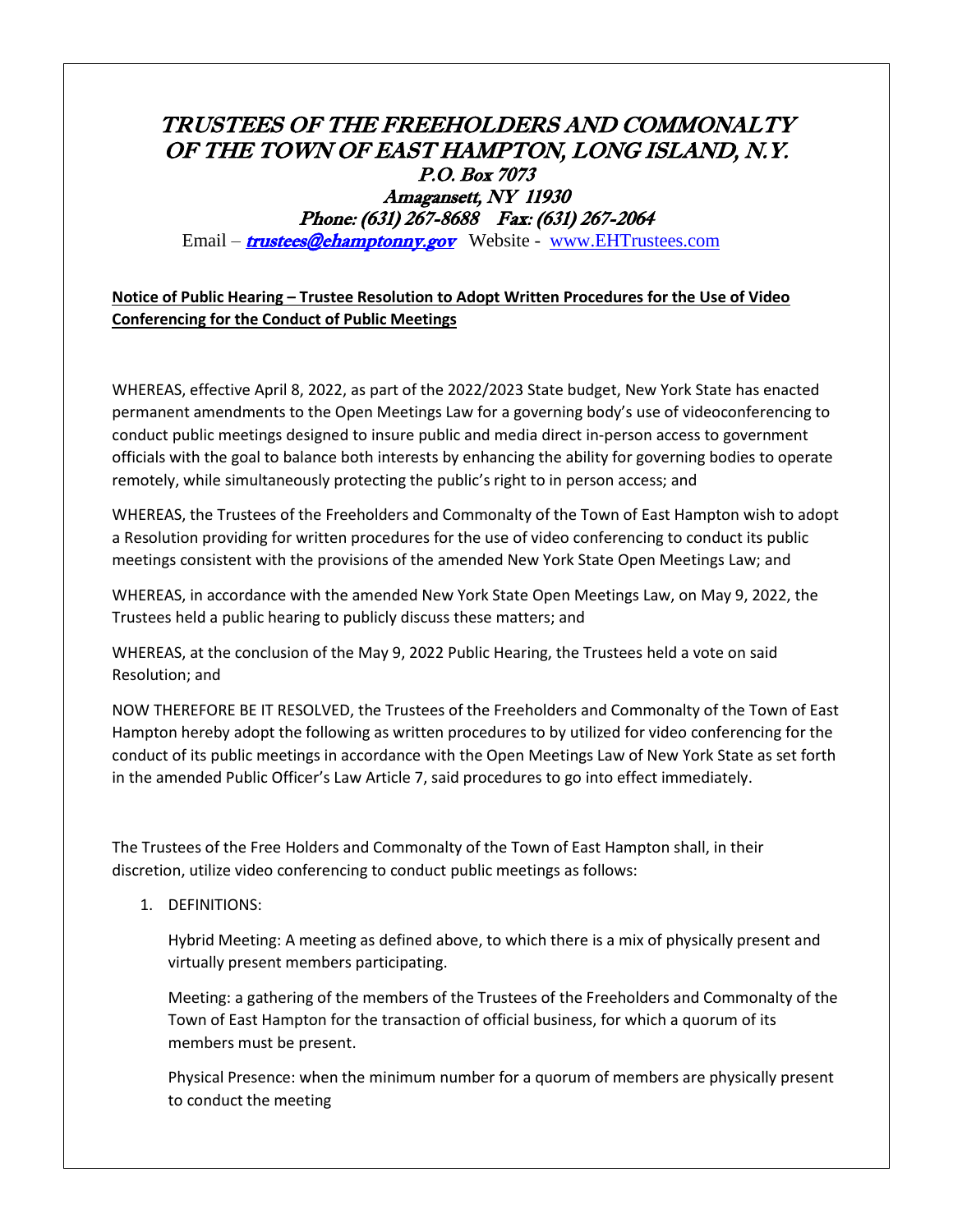# TRUSTEES OF THE FREEHOLDERS AND COMMONALTY OF THE TOWN OF EAST HAMPTON, LONG ISLAND, N.Y.

*P.O. Box 7073*
*Amagansett, NY 11930*
*Phone: (631) 267-8688 Fax: (631) 267-2064*

Email – ***trustees@ehamptonny.gov*** Website - www.EHTrustees.com

**Notice of Public Hearing – Trustee Resolution to Adopt Written Procedures for the Use of Video Conferencing for the Conduct of Public Meetings**

WHEREAS, effective April 8, 2022, as part of the 2022/2023 State budget, New York State has enacted permanent amendments to the Open Meetings Law for a governing body's use of videoconferencing to conduct public meetings designed to insure public and media direct in-person access to government officials with the goal to balance both interests by enhancing the ability for governing bodies to operate remotely, while simultaneously protecting the public's right to in person access; and

WHEREAS, the Trustees of the Freeholders and Commonalty of the Town of East Hampton wish to adopt a Resolution providing for written procedures for the use of video conferencing to conduct its public meetings consistent with the provisions of the amended New York State Open Meetings Law; and

WHEREAS, in accordance with the amended New York State Open Meetings Law, on May 9, 2022, the Trustees held a public hearing to publicly discuss these matters; and

WHEREAS, at the conclusion of the May 9, 2022 Public Hearing, the Trustees held a vote on said Resolution; and

NOW THEREFORE BE IT RESOLVED, the Trustees of the Freeholders and Commonalty of the Town of East Hampton hereby adopt the following as written procedures to by utilized for video conferencing for the conduct of its public meetings in accordance with the Open Meetings Law of New York State as set forth in the amended Public Officer's Law Article 7, said procedures to go into effect immediately.

The Trustees of the Free Holders and Commonalty of the Town of East Hampton shall, in their discretion, utilize video conferencing to conduct public meetings as follows:

1. DEFINITIONS:

   Hybrid Meeting: A meeting as defined above, to which there is a mix of physically present and virtually present members participating.

   Meeting: a gathering of the members of the Trustees of the Freeholders and Commonalty of the Town of East Hampton for the transaction of official business, for which a quorum of its members must be present.

   Physical Presence: when the minimum number for a quorum of members are physically present to conduct the meeting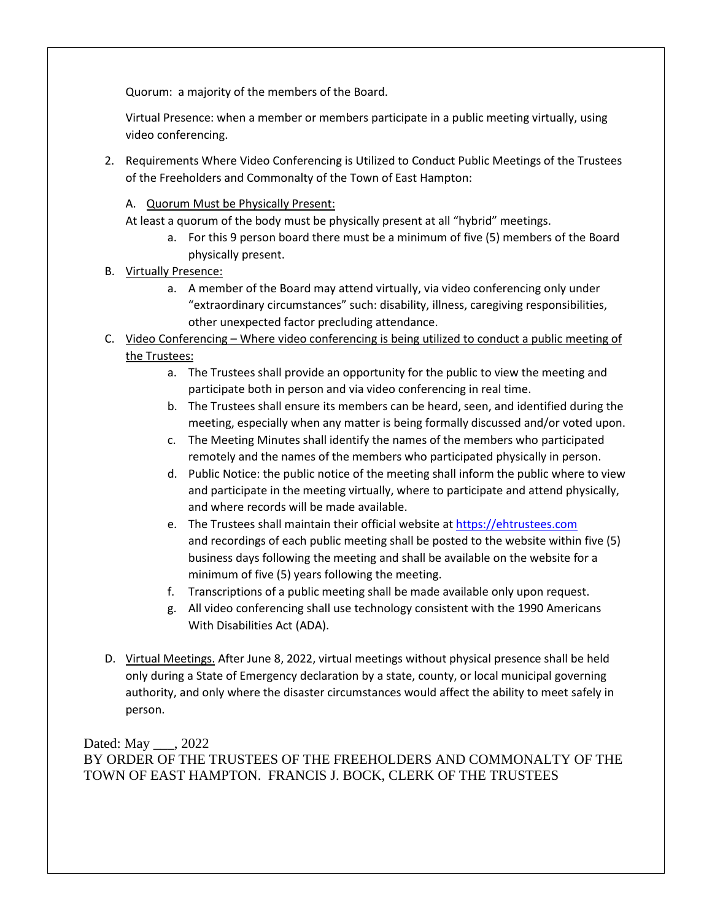Quorum: a majority of the members of the Board.

Virtual Presence: when a member or members participate in a public meeting virtually, using video conferencing.

2. Requirements Where Video Conferencing is Utilized to Conduct Public Meetings of the Trustees of the Freeholders and Commonalty of the Town of East Hampton:

A. Quorum Must be Physically Present:

At least a quorum of the body must be physically present at all "hybrid" meetings.

   a. For this 9 person board there must be a minimum of five (5) members of the Board physically present.

B. Virtually Presence:

   a. A member of the Board may attend virtually, via video conferencing only under "extraordinary circumstances" such: disability, illness, caregiving responsibilities, other unexpected factor precluding attendance.

C. Video Conferencing – Where video conferencing is being utilized to conduct a public meeting of the Trustees:

   a. The Trustees shall provide an opportunity for the public to view the meeting and participate both in person and via video conferencing in real time.
   b. The Trustees shall ensure its members can be heard, seen, and identified during the meeting, especially when any matter is being formally discussed and/or voted upon.
   c. The Meeting Minutes shall identify the names of the members who participated remotely and the names of the members who participated physically in person.
   d. Public Notice: the public notice of the meeting shall inform the public where to view and participate in the meeting virtually, where to participate and attend physically, and where records will be made available.
   e. The Trustees shall maintain their official website at https://ehtrustees.com and recordings of each public meeting shall be posted to the website within five (5) business days following the meeting and shall be available on the website for a minimum of five (5) years following the meeting.
   f. Transcriptions of a public meeting shall be made available only upon request.
   g. All video conferencing shall use technology consistent with the 1990 Americans With Disabilities Act (ADA).

D. Virtual Meetings. After June 8, 2022, virtual meetings without physical presence shall be held only during a State of Emergency declaration by a state, county, or local municipal governing authority, and only where the disaster circumstances would affect the ability to meet safely in person.

Dated: May ___, 2022

BY ORDER OF THE TRUSTEES OF THE FREEHOLDERS AND COMMONALTY OF THE TOWN OF EAST HAMPTON. FRANCIS J. BOCK, CLERK OF THE TRUSTEES